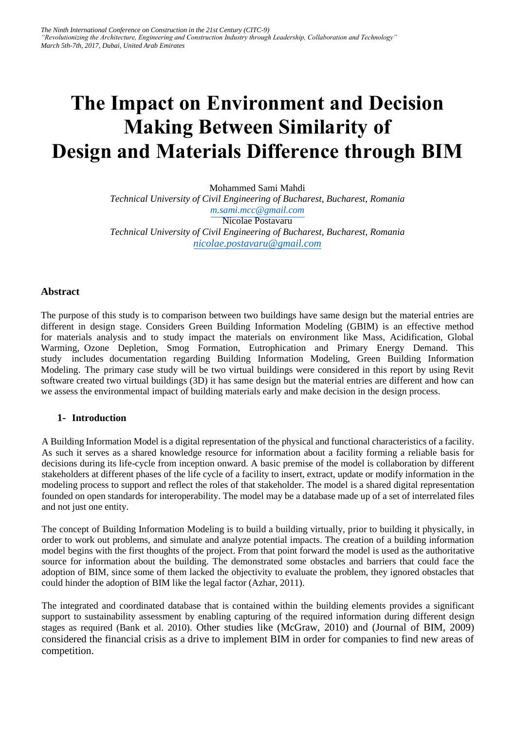# The Impact on Environment and Decision Making Between Similarity of Design and Materials Difference through BIM

Mohammed Sami Mahdi
*Technical University of Civil Engineering of Bucharest, Bucharest, Romania*
*m.sami.mcc@gmail.com*
Nicolae Postavaru
*Technical University of Civil Engineering of Bucharest, Bucharest, Romania*
*nicolae.postavaru@gmail.com*

## Abstract

The purpose of this study is to comparison between two buildings have same design but the material entries are different in design stage. Considers Green Building Information Modeling (GBIM) is an effective method for materials analysis and to study impact the materials on environment like Mass, Acidification, Global Warming, Ozone Depletion, Smog Formation, Eutrophication and Primary Energy Demand. This study includes documentation regarding Building Information Modeling, Green Building Information Modeling. The primary case study will be two virtual buildings were considered in this report by using Revit software created two virtual buildings (3D) it has same design but the material entries are different and how can we assess the environmental impact of building materials early and make decision in the design process.

## 1- Introduction

A Building Information Model is a digital representation of the physical and functional characteristics of a facility. As such it serves as a shared knowledge resource for information about a facility forming a reliable basis for decisions during its life-cycle from inception onward. A basic premise of the model is collaboration by different stakeholders at different phases of the life cycle of a facility to insert, extract, update or modify information in the modeling process to support and reflect the roles of that stakeholder. The model is a shared digital representation founded on open standards for interoperability. The model may be a database made up of a set of interrelated files and not just one entity.

The concept of Building Information Modeling is to build a building virtually, prior to building it physically, in order to work out problems, and simulate and analyze potential impacts. The creation of a building information model begins with the first thoughts of the project. From that point forward the model is used as the authoritative source for information about the building. The demonstrated some obstacles and barriers that could face the adoption of BIM, since some of them lacked the objectivity to evaluate the problem, they ignored obstacles that could hinder the adoption of BIM like the legal factor (Azhar, 2011).

The integrated and coordinated database that is contained within the building elements provides a significant support to sustainability assessment by enabling capturing of the required information during different design stages as required (Bank et al. 2010). Other studies like (McGraw, 2010) and (Journal of BIM, 2009) considered the financial crisis as a drive to implement BIM in order for companies to find new areas of competition.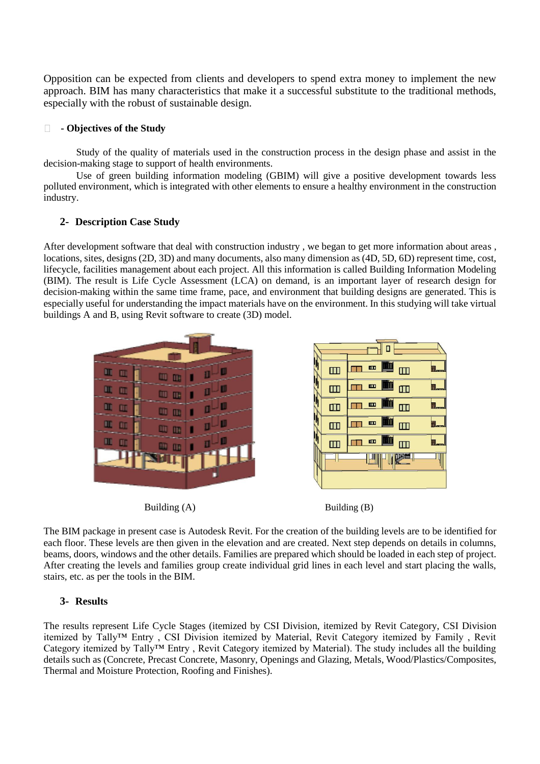Opposition can be expected from clients and developers to spend extra money to implement the new approach. BIM has many characteristics that make it a successful substitute to the traditional methods, especially with the robust of sustainable design.

### - Objectives of the Study

Study of the quality of materials used in the construction process in the design phase and assist in the decision-making stage to support of health environments.

Use of green building information modeling (GBIM) will give a positive development towards less polluted environment, which is integrated with other elements to ensure a healthy environment in the construction industry.

## 2- Description Case Study

After development software that deal with construction industry , we began to get more information about areas , locations, sites, designs (2D, 3D) and many documents, also many dimension as (4D, 5D, 6D) represent time, cost, lifecycle, facilities management about each project. All this information is called Building Information Modeling (BIM). The result is Life Cycle Assessment (LCA) on demand, is an important layer of research design for decision-making within the same time frame, pace, and environment that building designs are generated. This is especially useful for understanding the impact materials have on the environment. In this studying will take virtual buildings A and B, using Revit software to create (3D) model.

Building (A) Building (B)

The BIM package in present case is Autodesk Revit. For the creation of the building levels are to be identified for each floor. These levels are then given in the elevation and are created. Next step depends on details in columns, beams, doors, windows and the other details. Families are prepared which should be loaded in each step of project. After creating the levels and families group create individual grid lines in each level and start placing the walls, stairs, etc. as per the tools in the BIM.

## 3- Results

The results represent Life Cycle Stages (itemized by CSI Division, itemized by Revit Category, CSI Division itemized by Tally™ Entry , CSI Division itemized by Material, Revit Category itemized by Family , Revit Category itemized by Tally™ Entry , Revit Category itemized by Material). The study includes all the building details such as (Concrete, Precast Concrete, Masonry, Openings and Glazing, Metals, Wood/Plastics/Composites, Thermal and Moisture Protection, Roofing and Finishes).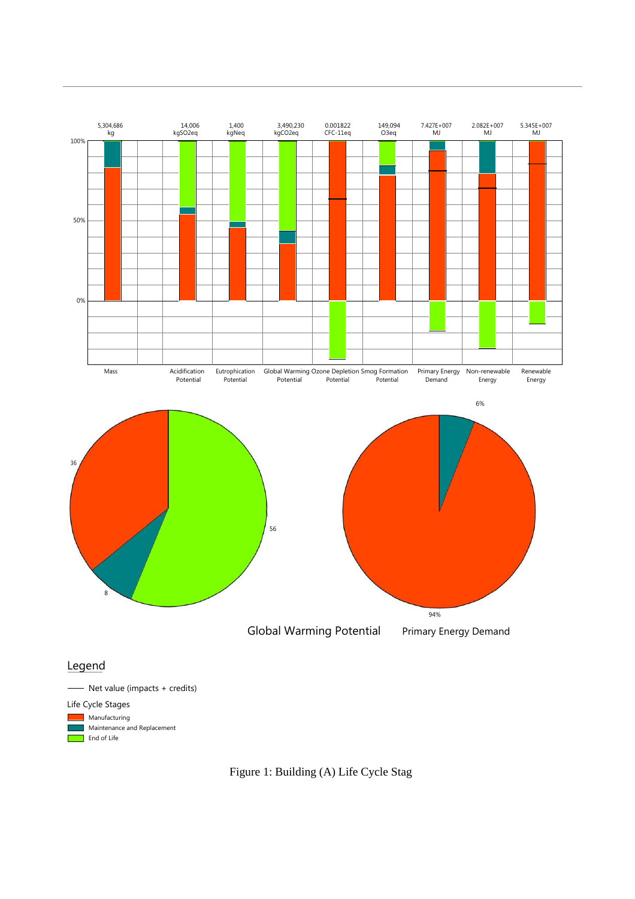| | Mass | Acidification Potential | Eutrophication Potential | Global Warming Potential | Ozone Depletion Potential | Smog Formation Potential | Primary Energy Demand | Non-renewable Energy | Renewable Energy |
|---|---|---|---|---|---|---|---|---|---|
| Total | 5,304,686 kg | 14,006 kgSO2eq | 1,400 kgNeq | 3,490,230 kgCO2eq | 0.001822 CFC-11eq | 149,094 O3eq | 7.427E+007 MJ | 2.082E+007 MJ | 5.345E+007 MJ |

Global Warming Potential: Manufacturing 36, Maintenance and Replacement 8, End of Life 56

Primary Energy Demand: Manufacturing 94%, Maintenance and Replacement 6%

## Legend

—— Net value (impacts + credits)

Life Cycle Stages

- Manufacturing
- Maintenance and Replacement
- End of Life

Figure 1: Building (A) Life Cycle Stag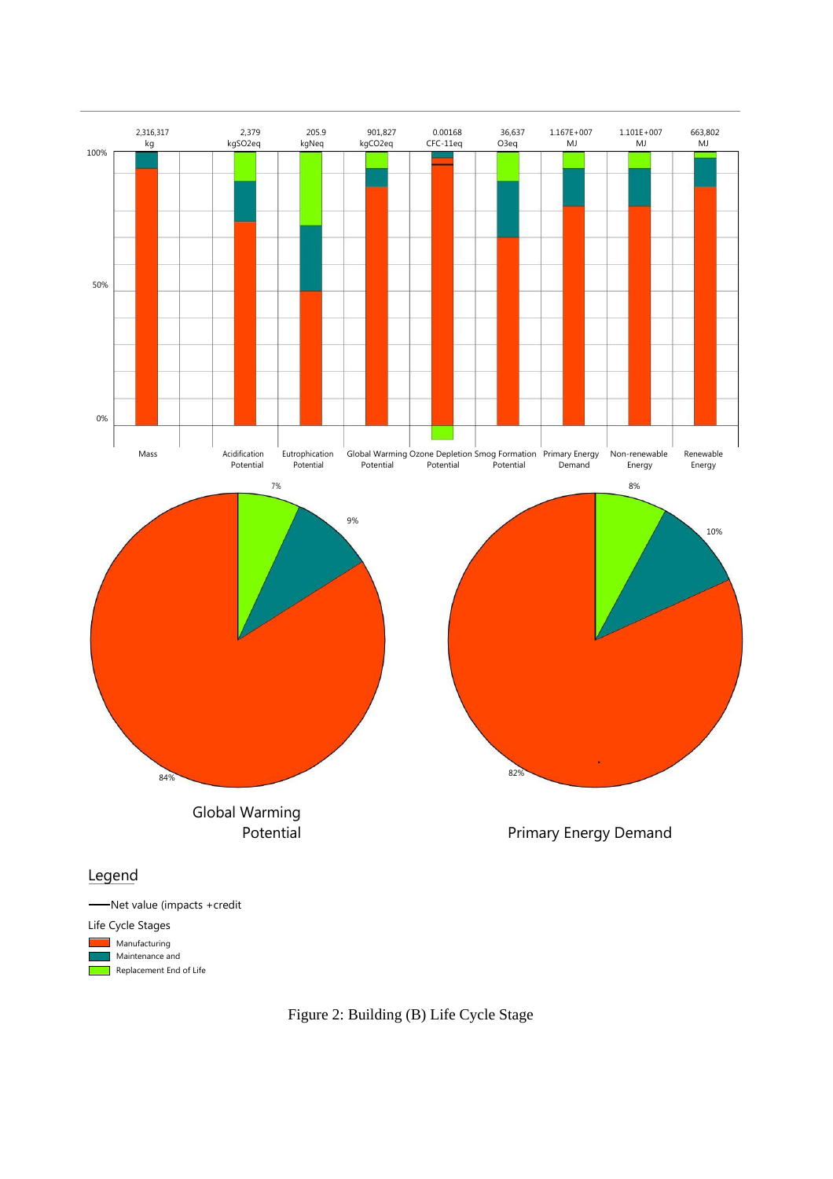| Mass | Acidification Potential | Eutrophication Potential | Global Warming Potential | Ozone Depletion Potential | Smog Formation Potential | Primary Energy Demand | Non-renewable Energy | Renewable Energy |
| --- | --- | --- | --- | --- | --- | --- | --- | --- |
| 2,316,317 kg | 2,379 kgSO2eq | 205.9 kgNeq | 901,827 kgCO2eq | 0.00168 CFC-11eq | 36,637 O3eq | 1.167E+007 MJ | 1.101E+007 MJ | 663,802 MJ |

100%

50%

0%

**Global Warming Potential**

- 84%
- 9%
- 7%

**Primary Energy Demand**

- 82%
- 10%
- 8%

Legend

—— Net value (impacts + credit

Life Cycle Stages

- Manufacturing
- Maintenance and
- Replacement End of Life

Figure 2: Building (B) Life Cycle Stage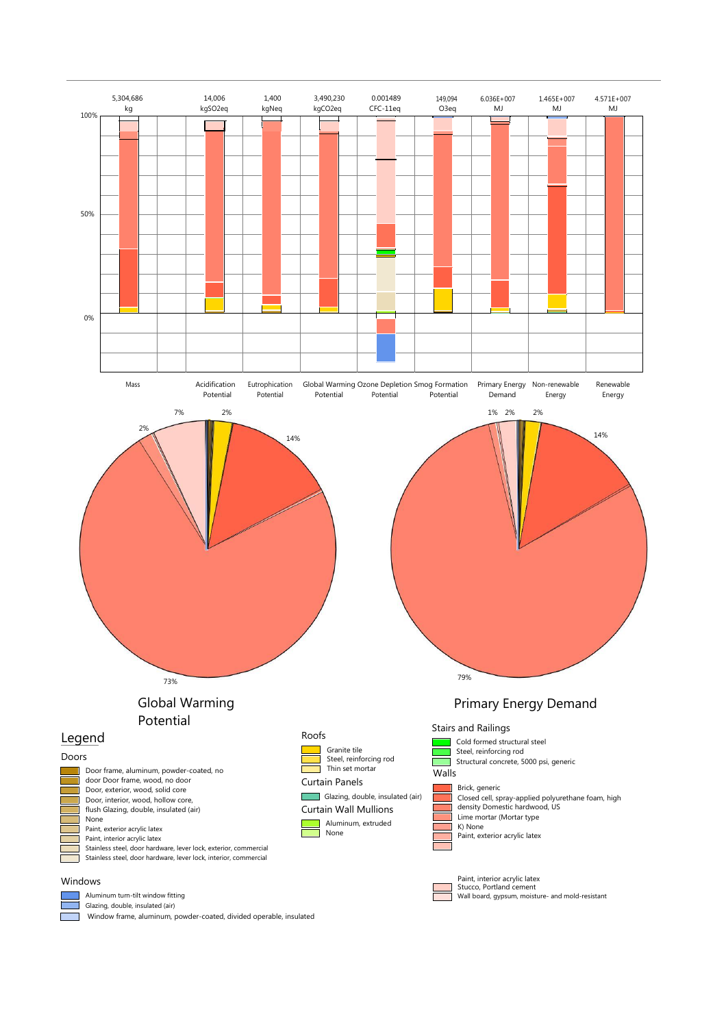| 5,304,686 kg | 14,006 kgSO2eq | 1,400 kgNeq | 3,490,230 kgCO2eq | 0.001489 CFC-11eq | 149,094 O3eq | 6.036E+007 MJ | 1.465E+007 MJ | 4.571E+007 MJ |
|---|---|---|---|---|---|---|---|---|
| Mass | Acidification Potential | Eutrophication Potential | Global Warming Potential | Ozone Depletion Potential | Smog Formation Potential | Primary Energy Demand | Non-renewable Energy | Renewable Energy |

100%

50%

0%

7% 2% 2% 14% 73%

## Global Warming Potential

1% 2% 2% 14% 79%

## Primary Energy Demand

## Legend

### Doors

- Door frame, aluminum, powder-coated, no door
- Door Frame, wood, no door
- Door, exterior, wood, solid core
- Door, interior, wood, hollow core, flush
- Glazing, double, insulated (air)
- None
- Paint, exterior acrylic latex
- Paint, interior acrylic latex
- Stainless steel, door hardware, lever lock, exterior, commercial
- Stainless steel, door hardware, lever lock, interior, commercial

### Windows

- Aluminum turn-tilt window fitting
- Glazing, double, insulated (air)
- Window frame, aluminum, powder-coated, divided operable, insulated

### Roofs

- Granite tile
- Steel, reinforcing rod
- Thin set mortar

### Curtain Panels

- Glazing, double, insulated (air)

### Curtain Wall Mullions

- Aluminum, extruded
- None

### Stairs and Railings

- Cold formed structural steel
- Steel, reinforcing rod
- Structural concrete, 5000 psi, generic

### Walls

- Brick, generic
- Closed cell, spray-applied polyurethane foam, high density
- Domestic hardwood, US
- Lime mortar (Mortar type K)
- None
- Paint, exterior acrylic latex
- Paint, interior acrylic latex
- Stucco, Portland cement
- Wall board, gypsum, moisture- and mold-resistant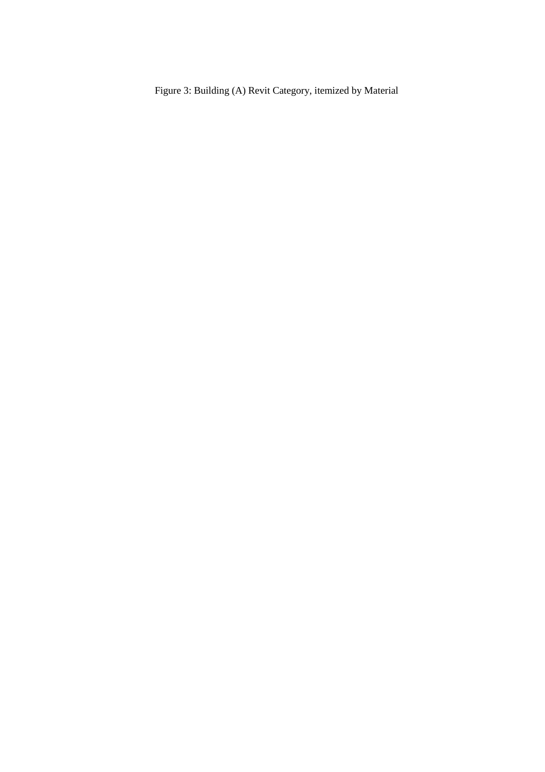Figure 3: Building (A) Revit Category, itemized by Material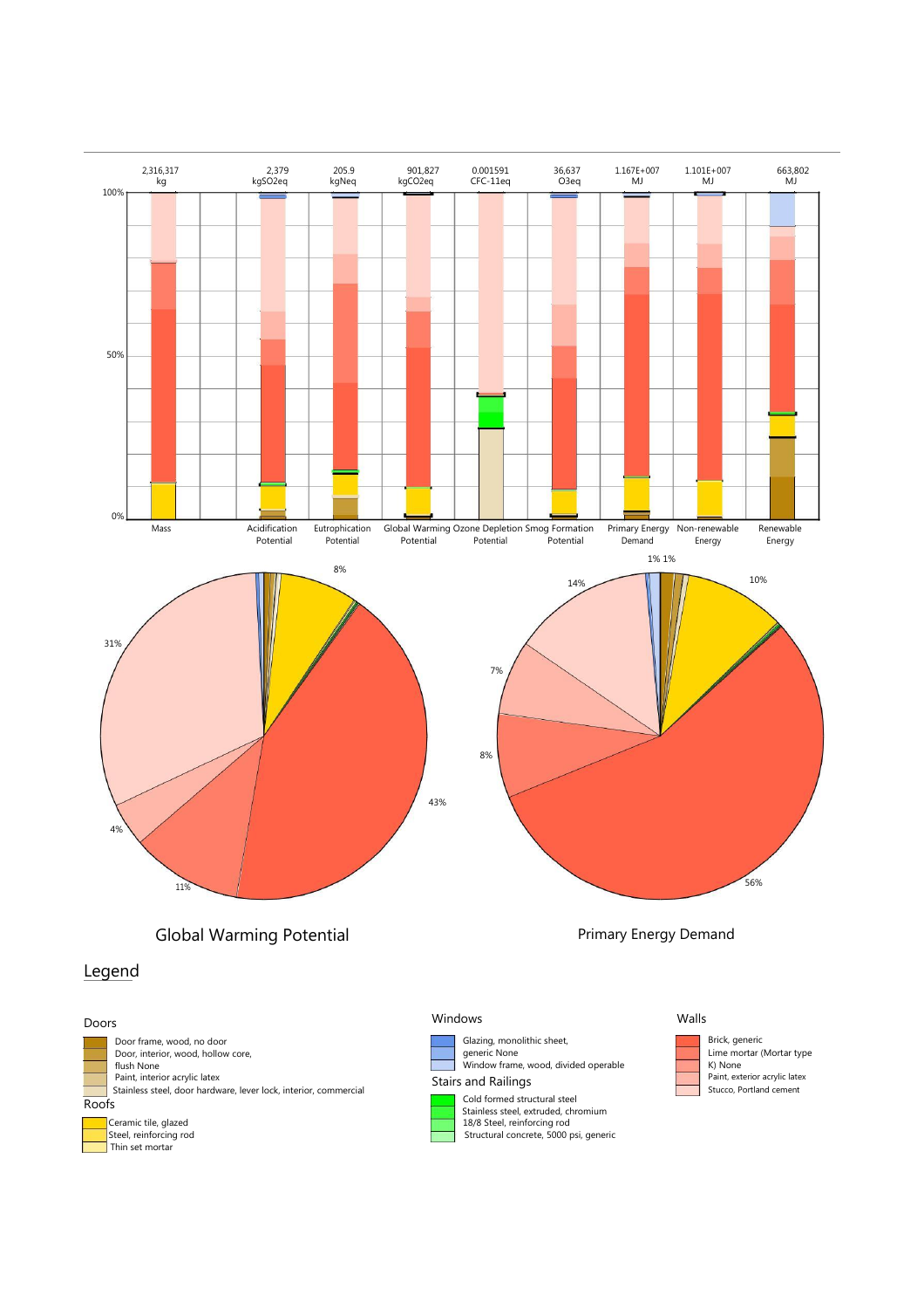| Mass | Acidification Potential | Eutrophication Potential | Global Warming Potential | Ozone Depletion Potential | Smog Formation Potential | Primary Energy Demand | Non-renewable Energy | Renewable Energy |
|---|---|---|---|---|---|---|---|---|
| 2,316,317 kg | 2,379 kgSO2eq | 205.9 kgNeq | 901,827 kgCO2eq | 0.001591 CFC-11eq | 36,637 O3eq | 1.167E+007 MJ | 1.101E+007 MJ | 663,802 MJ |

Global Warming Potential

31%, 4%, 11%, 43%, 8%

Primary Energy Demand

14%, 7%, 8%, 56%, 10%, 1% 1%

## Legend

### Doors

- Door frame, wood, no door
- Door, interior, wood, hollow core, flush None
- Paint, interior acrylic latex
- Stainless steel, door hardware, lever lock, interior, commercial

### Roofs

- Ceramic tile, glazed
- Steel, reinforcing rod
- Thin set mortar

### Windows

- Glazing, monolithic sheet, generic None
- Window frame, wood, divided operable

### Stairs and Railings

- Cold formed structural steel
- Stainless steel, extruded, chromium 18/8 Steel, reinforcing rod
- Structural concrete, 5000 psi, generic

### Walls

- Brick, generic
- Lime mortar (Mortar type K) None
- Paint, exterior acrylic latex
- Stucco, Portland cement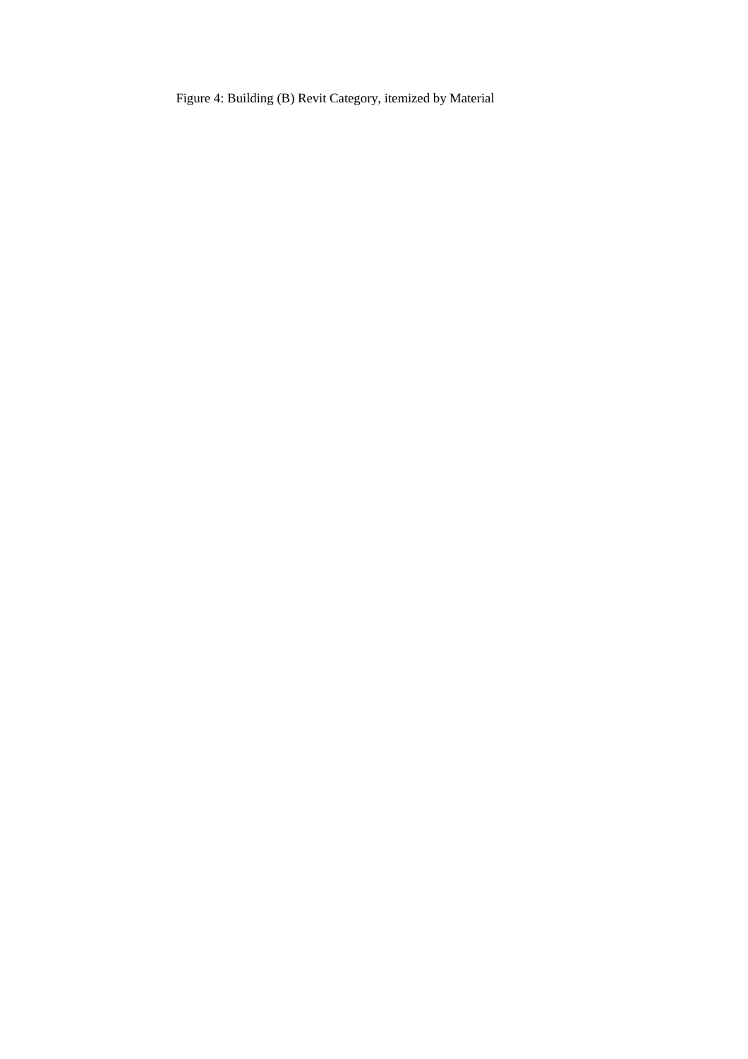Figure 4: Building (B) Revit Category, itemized by Material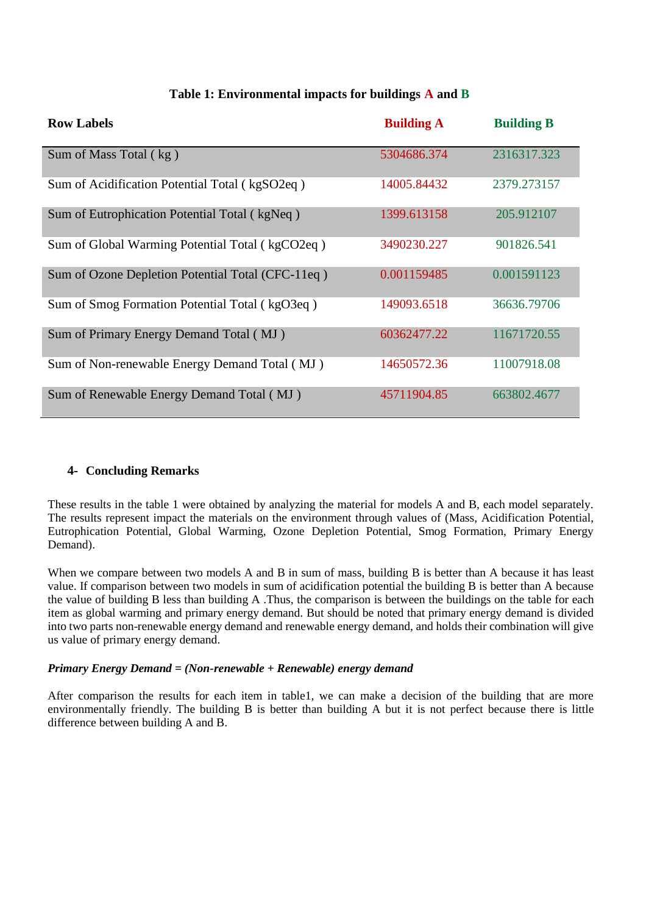**Table 1: Environmental impacts for buildings A and B**

| Row Labels | Building A | Building B |
|---|---|---|
| Sum of Mass Total ( kg ) | 5304686.374 | 2316317.323 |
| Sum of Acidification Potential Total ( $kgSO_2eq$ ) | 14005.84432 | 2379.273157 |
| Sum of Eutrophication Potential Total ( kgNeq ) | 1399.613158 | 205.912107 |
| Sum of Global Warming Potential Total ( $kgCO_2eq$ ) | 3490230.227 | 901826.541 |
| Sum of Ozone Depletion Potential Total (CFC-11eq ) | 0.001159485 | 0.001591123 |
| Sum of Smog Formation Potential Total ( $kgO_3eq$ ) | 149093.6518 | 36636.79706 |
| Sum of Primary Energy Demand Total ( MJ ) | 60362477.22 | 11671720.55 |
| Sum of Non-renewable Energy Demand Total ( MJ ) | 14650572.36 | 11007918.08 |
| Sum of Renewable Energy Demand Total ( MJ ) | 45711904.85 | 663802.4677 |

## 4- Concluding Remarks

These results in the table 1 were obtained by analyzing the material for models A and B, each model separately. The results represent impact the materials on the environment through values of (Mass, Acidification Potential, Eutrophication Potential, Global Warming, Ozone Depletion Potential, Smog Formation, Primary Energy Demand).

When we compare between two models A and B in sum of mass, building B is better than A because it has least value. If comparison between two models in sum of acidification potential the building B is better than A because the value of building B less than building A .Thus, the comparison is between the buildings on the table for each item as global warming and primary energy demand. But should be noted that primary energy demand is divided into two parts non-renewable energy demand and renewable energy demand, and holds their combination will give us value of primary energy demand.

***Primary Energy Demand = (Non-renewable + Renewable) energy demand***

After comparison the results for each item in table1, we can make a decision of the building that are more environmentally friendly. The building B is better than building A but it is not perfect because there is little difference between building A and B.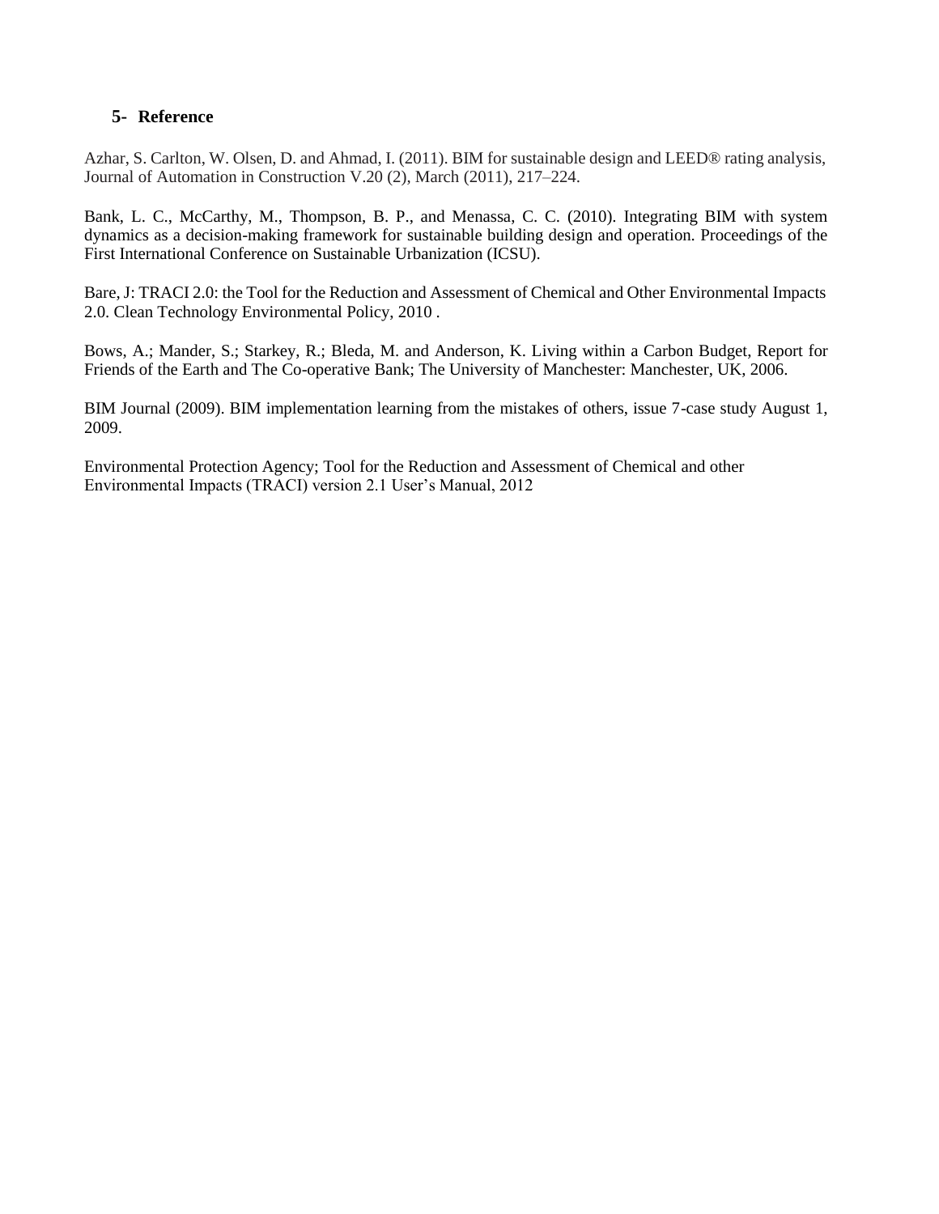## 5- Reference

Azhar, S. Carlton, W. Olsen, D. and Ahmad, I. (2011). BIM for sustainable design and LEED® rating analysis, Journal of Automation in Construction V.20 (2), March (2011), 217–224.

Bank, L. C., McCarthy, M., Thompson, B. P., and Menassa, C. C. (2010). Integrating BIM with system dynamics as a decision-making framework for sustainable building design and operation. Proceedings of the First International Conference on Sustainable Urbanization (ICSU).

Bare, J: TRACI 2.0: the Tool for the Reduction and Assessment of Chemical and Other Environmental Impacts 2.0. Clean Technology Environmental Policy, 2010 .

Bows, A.; Mander, S.; Starkey, R.; Bleda, M. and Anderson, K. Living within a Carbon Budget, Report for Friends of the Earth and The Co-operative Bank; The University of Manchester: Manchester, UK, 2006.

BIM Journal (2009). BIM implementation learning from the mistakes of others, issue 7-case study August 1, 2009.

Environmental Protection Agency; Tool for the Reduction and Assessment of Chemical and other Environmental Impacts (TRACI) version 2.1 User's Manual, 2012